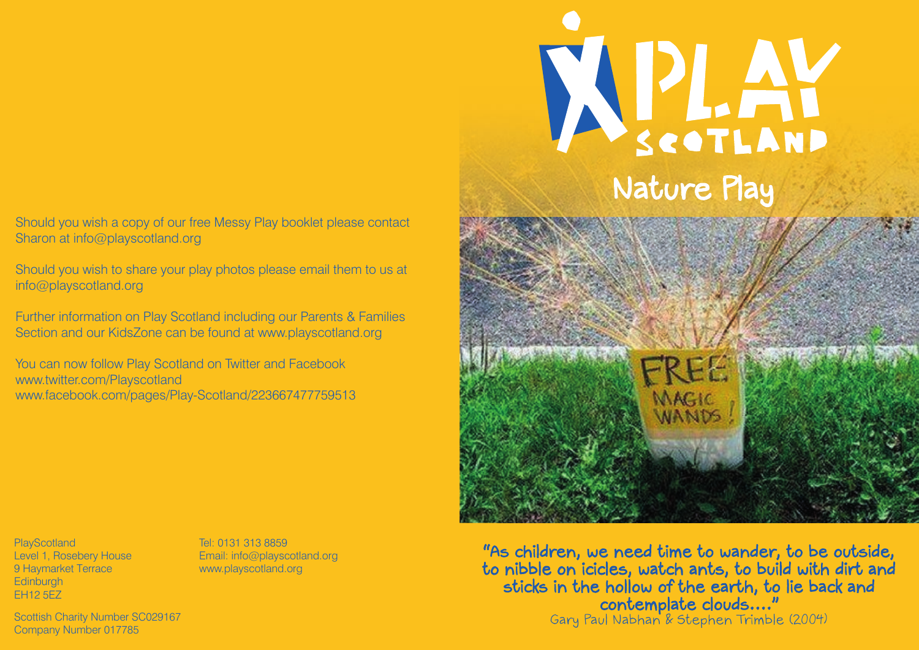Should you wish a copy of our free Messy Play booklet please contact Sharon at info@playscotland.org

Should you wish to share your play photos please email them to us at info@playscotland.org

Further information on Play Scotland including our Parents & Families Section and our KidsZone can be found at www.playscotland.org

You can now follow Play Scotland on Twitter and Facebook
www.twitter.com/Playscotland
www.facebook.com/pages/Play-Scotland/223667477759513

PlayScotland
Level 1, Rosebery House
9 Haymarket Terrace
Edinburgh
EH12 5EZ

Tel: 0131 313 8859
Email: info@playscotland.org
www.playscotland.org

Scottish Charity Number SC029167
Company Number 017785

# PLAY SCOTLAND

## Nature Play

FREE MAGIC WANDS!

"As children, we need time to wander, to be outside, to nibble on icicles, watch ants, to build with dirt and sticks in the hollow of the earth, to lie back and contemplate clouds...."
Gary Paul Nabhan & Stephen Trimble (2004)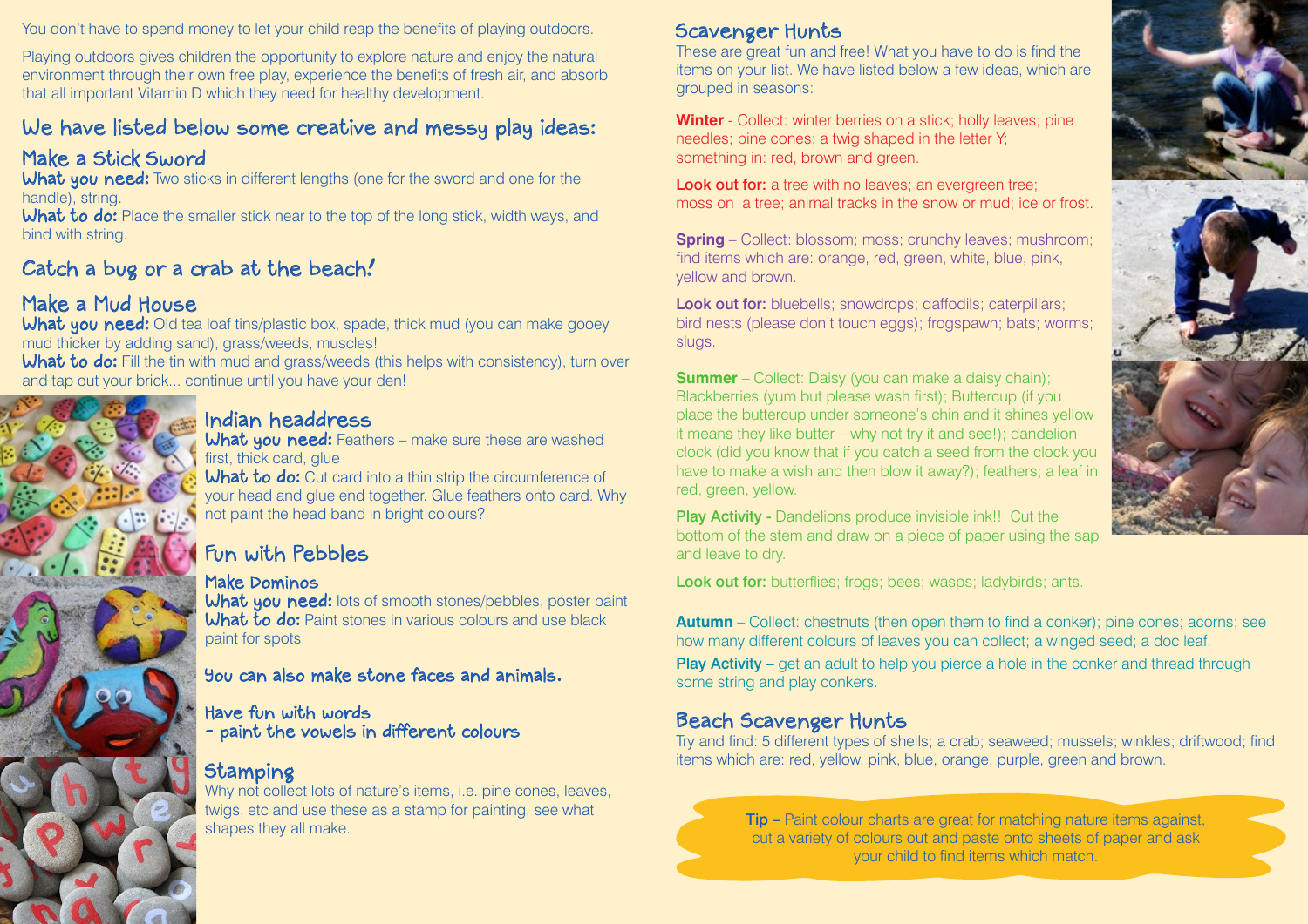You don't have to spend money to let your child reap the benefits of playing outdoors.

Playing outdoors gives children the opportunity to explore nature and enjoy the natural environment through their own free play, experience the benefits of fresh air, and absorb that all important Vitamin D which they need for healthy development.

## We have listed below some creative and messy play ideas:

### Make a Stick Sword

**What you need:** Two sticks in different lengths (one for the sword and one for the handle), string.

**What to do:** Place the smaller stick near to the top of the long stick, width ways, and bind with string.

### Catch a bug or a crab at the beach!

### Make a Mud House

**What you need:** Old tea loaf tins/plastic box, spade, thick mud (you can make gooey mud thicker by adding sand), grass/weeds, muscles!

**What to do:** Fill the tin with mud and grass/weeds (this helps with consistency), turn over and tap out your brick... continue until you have your den!

### Indian headdress

**What you need:** Feathers – make sure these are washed first, thick card, glue

**What to do:** Cut card into a thin strip the circumference of your head and glue end together. Glue feathers onto card. Why not paint the head band in bright colours?

### Fun with Pebbles

#### Make Dominos

**What you need:** lots of smooth stones/pebbles, poster paint

**What to do:** Paint stones in various colours and use black paint for spots

#### You can also make stone faces and animals.

#### Have fun with words - paint the vowels in different colours

### Stamping

Why not collect lots of nature's items, i.e. pine cones, leaves, twigs, etc and use these as a stamp for painting, see what shapes they all make.

## Scavenger Hunts

These are great fun and free! What you have to do is find the items on your list. We have listed below a few ideas, which are grouped in seasons:

**Winter** - Collect: winter berries on a stick; holly leaves; pine needles; pine cones; a twig shaped in the letter Y; something in: red, brown and green.

**Look out for:** a tree with no leaves; an evergreen tree; moss on a tree; animal tracks in the snow or mud; ice or frost.

**Spring** – Collect: blossom; moss; crunchy leaves; mushroom; find items which are: orange, red, green, white, blue, pink, yellow and brown.

**Look out for:** bluebells; snowdrops; daffodils; caterpillars; bird nests (please don't touch eggs); frogspawn; bats; worms; slugs.

**Summer** – Collect: Daisy (you can make a daisy chain); Blackberries (yum but please wash first); Buttercup (if you place the buttercup under someone's chin and it shines yellow it means they like butter – why not try it and see!); dandelion clock (did you know that if you catch a seed from the clock you have to make a wish and then blow it away?); feathers; a leaf in red, green, yellow.

**Play Activity** - Dandelions produce invisible ink!! Cut the bottom of the stem and draw on a piece of paper using the sap and leave to dry.

**Look out for:** butterflies; frogs; bees; wasps; ladybirds; ants.

**Autumn** – Collect: chestnuts (then open them to find a conker); pine cones; acorns; see how many different colours of leaves you can collect; a winged seed; a doc leaf.

**Play Activity** – get an adult to help you pierce a hole in the conker and thread through some string and play conkers.

## Beach Scavenger Hunts

Try and find: 5 different types of shells; a crab; seaweed; mussels; winkles; driftwood; find items which are: red, yellow, pink, blue, orange, purple, green and brown.

**Tip** – Paint colour charts are great for matching nature items against, cut a variety of colours out and paste onto sheets of paper and ask your child to find items which match.